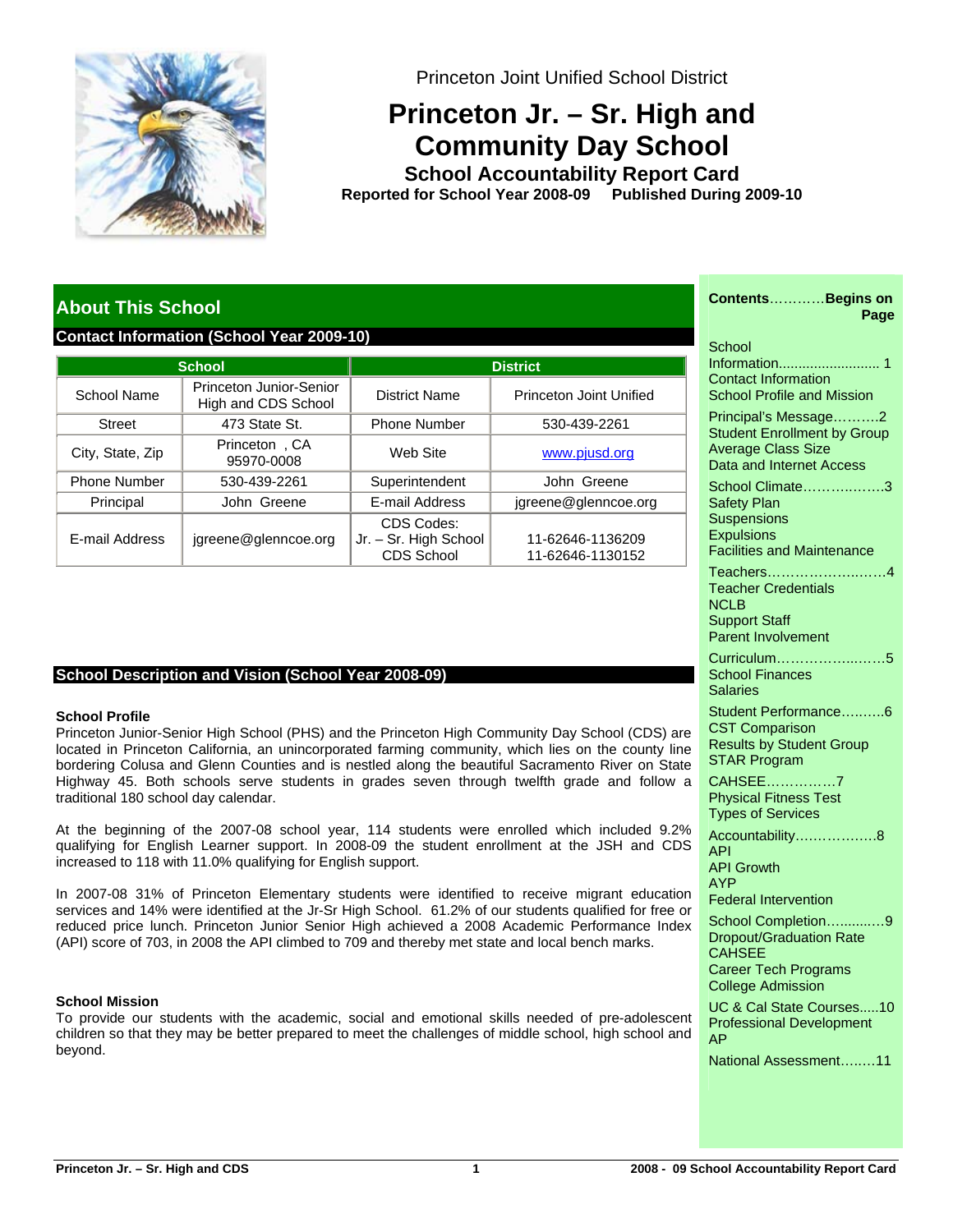Princeton Joint Unified School District

# Princeton Jr. – Sr. High and Community Day School

## School Accountability Report Card

**Reported for School Year 2008-09 Published During 2009-10**

## About This School

### Contact Information (School Year 2009-10)

| School | | District | |
|---|---|---|---|
| School Name | Princeton Junior-Senior High and CDS School | District Name | Princeton Joint Unified |
| Street | 473 State St. | Phone Number | 530-439-2261 |
| City, State, Zip | Princeton , CA 95970-0008 | Web Site | www.pjusd.org |
| Phone Number | 530-439-2261 | Superintendent | John Greene |
| Principal | John Greene | E-mail Address | jgreene@glenncoe.org |
| E-mail Address | jgreene@glenncoe.org | CDS Codes: Jr. – Sr. High School CDS School | 11-62646-1136209 11-62646-1130152 |

### School Description and Vision (School Year 2008-09)

**School Profile**

Princeton Junior-Senior High School (PHS) and the Princeton High Community Day School (CDS) are located in Princeton California, an unincorporated farming community, which lies on the county line bordering Colusa and Glenn Counties and is nestled along the beautiful Sacramento River on State Highway 45. Both schools serve students in grades seven through twelfth grade and follow a traditional 180 school day calendar.

At the beginning of the 2007-08 school year, 114 students were enrolled which included 9.2% qualifying for English Learner support. In 2008-09 the student enrollment at the JSH and CDS increased to 118 with 11.0% qualifying for English support.

In 2007-08 31% of Princeton Elementary students were identified to receive migrant education services and 14% were identified at the Jr-Sr High School. 61.2% of our students qualified for free or reduced price lunch. Princeton Junior Senior High achieved a 2008 Academic Performance Index (API) score of 703, in 2008 the API climbed to 709 and thereby met state and local bench marks.

**School Mission**

To provide our students with the academic, social and emotional skills needed of pre-adolescent children so that they may be better prepared to meet the challenges of middle school, high school and beyond.

**Contents............Begins on Page**

- School Information......................... 1
  - Contact Information
  - School Profile and Mission
- Principal's Message..........2
  - Student Enrollment by Group
  - Average Class Size
  - Data and Internet Access
- School Climate..................3
  - Safety Plan
  - Suspensions
  - Expulsions
  - Facilities and Maintenance
- Teachers..............................4
  - Teacher Credentials
  - NCLB
  - Support Staff
  - Parent Involvement
- Curriculum............................5
  - School Finances
  - Salaries
- Student Performance..........6
  - CST Comparison
  - Results by Student Group
  - STAR Program
- CAHSEE...............7
  - Physical Fitness Test
  - Types of Services
- Accountability..................8
  - API
  - API Growth
  - AYP
  - Federal Intervention
- School Completion.............9
  - Dropout/Graduation Rate
  - CAHSEE
  - Career Tech Programs
  - College Admission
- UC & Cal State Courses.....10
  - Professional Development
  - AP
- National Assessment........11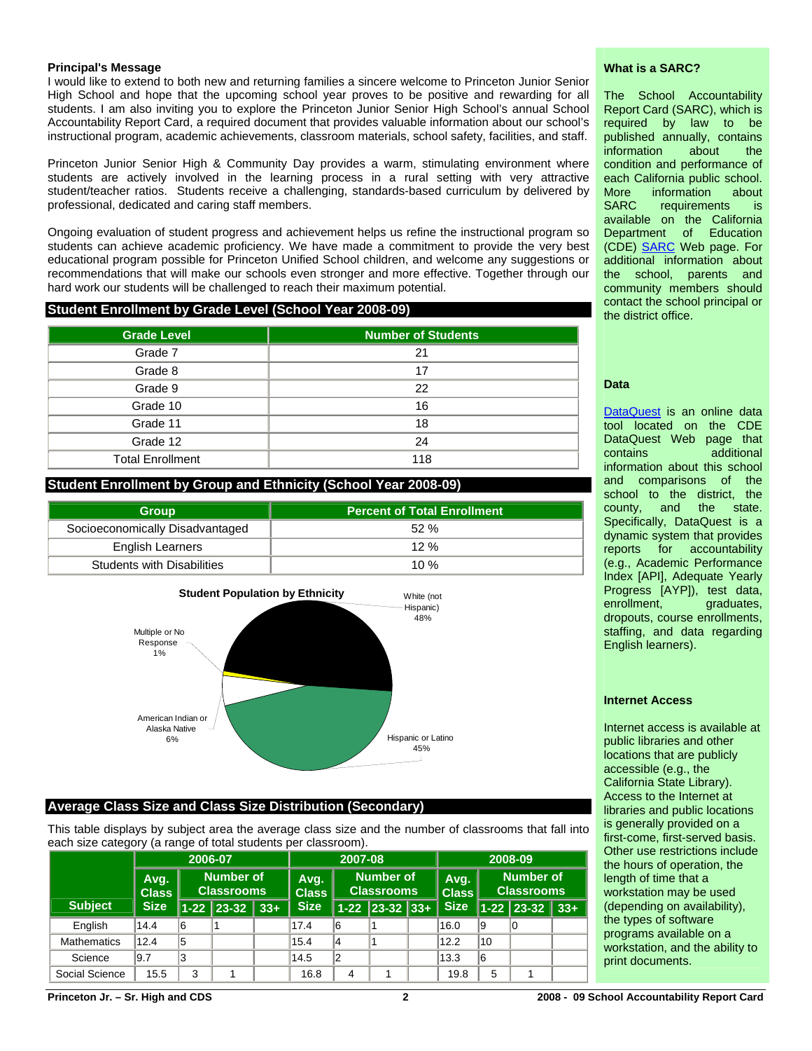**Principal's Message**

I would like to extend to both new and returning families a sincere welcome to Princeton Junior Senior High School and hope that the upcoming school year proves to be positive and rewarding for all students. I am also inviting you to explore the Princeton Junior Senior High School's annual School Accountability Report Card, a required document that provides valuable information about our school's instructional program, academic achievements, classroom materials, school safety, facilities, and staff.

Princeton Junior Senior High & Community Day provides a warm, stimulating environment where students are actively involved in the learning process in a rural setting with very attractive student/teacher ratios. Students receive a challenging, standards-based curriculum by delivered by professional, dedicated and caring staff members.

Ongoing evaluation of student progress and achievement helps us refine the instructional program so students can achieve academic proficiency. We have made a commitment to provide the very best educational program possible for Princeton Unified School children, and welcome any suggestions or recommendations that will make our schools even stronger and more effective. Together through our hard work our students will be challenged to reach their maximum potential.

## Student Enrollment by Grade Level (School Year 2008-09)

| Grade Level | Number of Students |
|---|---|
| Grade 7 | 21 |
| Grade 8 | 17 |
| Grade 9 | 22 |
| Grade 10 | 16 |
| Grade 11 | 18 |
| Grade 12 | 24 |
| Total Enrollment | 118 |

## Student Enrollment by Group and Ethnicity (School Year 2008-09)

| Group | Percent of Total Enrollment |
|---|---|
| Socioeconomically Disadvantaged | 52 % |
| English Learners | 12 % |
| Students with Disabilities | 10 % |

**Student Population by Ethnicity**

| Ethnicity | Percent |
|---|---|
| White (not Hispanic) | 48% |
| Hispanic or Latino | 45% |
| American Indian or Alaska Native | 6% |
| Multiple or No Response | 1% |

## Average Class Size and Class Size Distribution (Secondary)

This table displays by subject area the average class size and the number of classrooms that fall into each size category (a range of total students per classroom).

| Subject | 2006-07 | | | | 2007-08 | | | | 2008-09 | | | |
|---|---|---|---|---|---|---|---|---|---|---|---|---|
| | Avg. Class Size | Number of Classrooms | | | Avg. Class Size | Number of Classrooms | | | Avg. Class Size | Number of Classrooms | | |
| | | 1-22 | 23-32 | 33+ | | 1-22 | 23-32 | 33+ | | 1-22 | 23-32 | 33+ |
| English | 14.4 | 6 | 1 | | 17.4 | 6 | 1 | | 16.0 | 9 | 0 | |
| Mathematics | 12.4 | 5 | | | 15.4 | 4 | 1 | | 12.2 | 10 | | |
| Science | 9.7 | 3 | | | 14.5 | 2 | | | 13.3 | 6 | | |
| Social Science | 15.5 | 3 | 1 | | 16.8 | 4 | 1 | | 19.8 | 5 | 1 | |

### What is a SARC?

The School Accountability Report Card (SARC), which is required by law to be published annually, contains information about the condition and performance of each California public school. More information about SARC requirements is available on the California Department of Education (CDE) SARC Web page. For additional information about the school, parents and community members should contact the school principal or the district office.

### Data

DataQuest is an online data tool located on the CDE DataQuest Web page that contains additional information about this school and comparisons of the school to the district, the county, and the state. Specifically, DataQuest is a dynamic system that provides reports for accountability (e.g., Academic Performance Index [API], Adequate Yearly Progress [AYP]), test data, enrollment, graduates, dropouts, course enrollments, staffing, and data regarding English learners).

### Internet Access

Internet access is available at public libraries and other locations that are publicly accessible (e.g., the California State Library). Access to the Internet at libraries and public locations is generally provided on a first-come, first-served basis. Other use restrictions include the hours of operation, the length of time that a workstation may be used (depending on availability), the types of software programs available on a workstation, and the ability to print documents.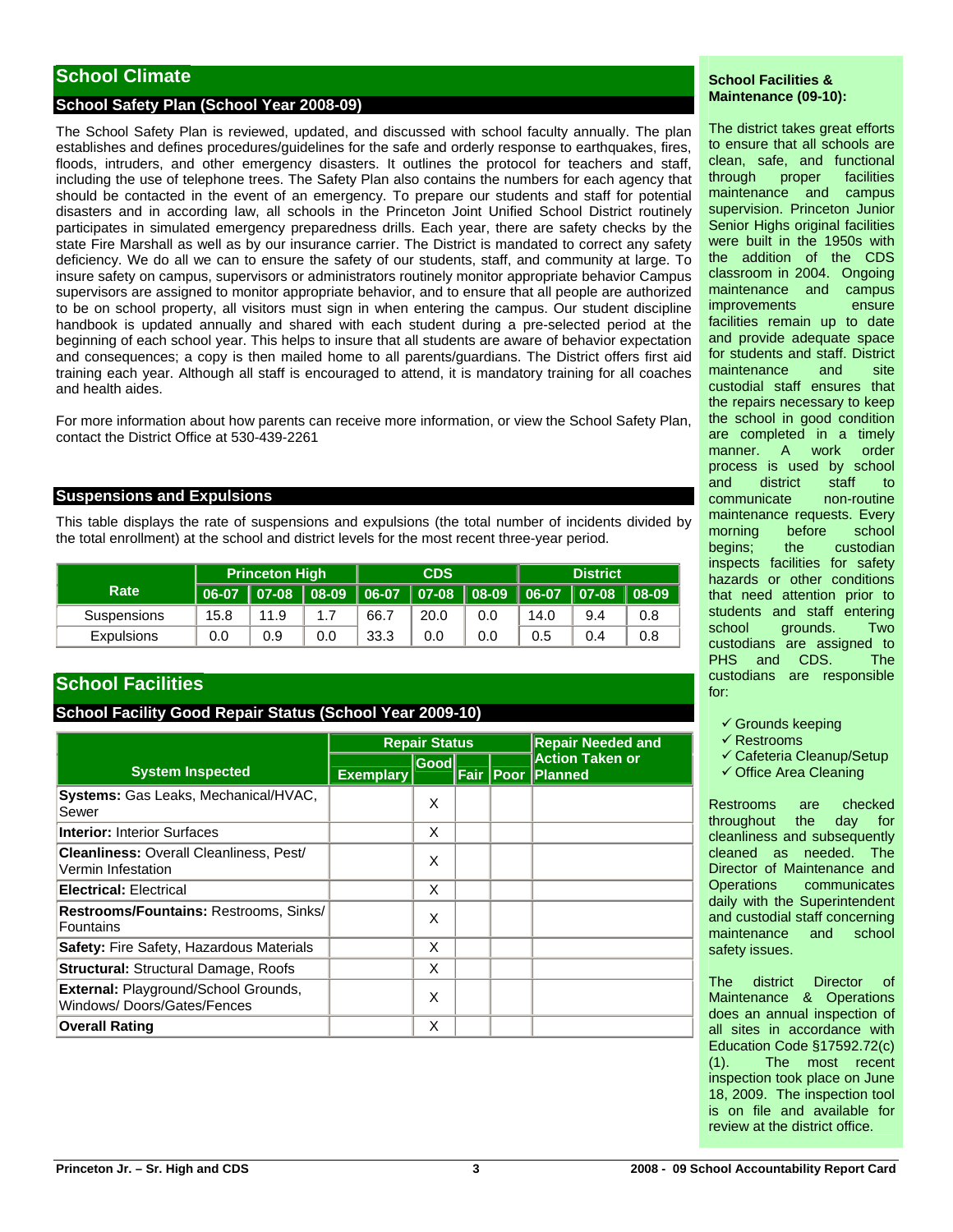## School Climate

### School Safety Plan (School Year 2008-09)

The School Safety Plan is reviewed, updated, and discussed with school faculty annually. The plan establishes and defines procedures/guidelines for the safe and orderly response to earthquakes, fires, floods, intruders, and other emergency disasters. It outlines the protocol for teachers and staff, including the use of telephone trees. The Safety Plan also contains the numbers for each agency that should be contacted in the event of an emergency. To prepare our students and staff for potential disasters and in according law, all schools in the Princeton Joint Unified School District routinely participates in simulated emergency preparedness drills. Each year, there are safety checks by the state Fire Marshall as well as by our insurance carrier. The District is mandated to correct any safety deficiency. We do all we can to ensure the safety of our students, staff, and community at large. To insure safety on campus, supervisors or administrators routinely monitor appropriate behavior Campus supervisors are assigned to monitor appropriate behavior, and to ensure that all people are authorized to be on school property, all visitors must sign in when entering the campus. Our student discipline handbook is updated annually and shared with each student during a pre-selected period at the beginning of each school year. This helps to insure that all students are aware of behavior expectation and consequences; a copy is then mailed home to all parents/guardians. The District offers first aid training each year. Although all staff is encouraged to attend, it is mandatory training for all coaches and health aides.

For more information about how parents can receive more information, or view the School Safety Plan, contact the District Office at 530-439-2261

### Suspensions and Expulsions

This table displays the rate of suspensions and expulsions (the total number of incidents divided by the total enrollment) at the school and district levels for the most recent three-year period.

| Rate | Princeton High | | | CDS | | | District | | |
|---|---|---|---|---|---|---|---|---|---|
| | 06-07 | 07-08 | 08-09 | 06-07 | 07-08 | 08-09 | 06-07 | 07-08 | 08-09 |
| Suspensions | 15.8 | 11.9 | 1.7 | 66.7 | 20.0 | 0.0 | 14.0 | 9.4 | 0.8 |
| Expulsions | 0.0 | 0.9 | 0.0 | 33.3 | 0.0 | 0.0 | 0.5 | 0.4 | 0.8 |

## School Facilities

### School Facility Good Repair Status (School Year 2009-10)

| System Inspected | Repair Status | | | | Repair Needed and Action Taken or Planned |
|---|---|---|---|---|---|
| | Exemplary | Good | Fair | Poor | |
| **Systems:** Gas Leaks, Mechanical/HVAC, Sewer | | X | | | |
| **Interior:** Interior Surfaces | | X | | | |
| **Cleanliness:** Overall Cleanliness, Pest/ Vermin Infestation | | X | | | |
| **Electrical:** Electrical | | X | | | |
| **Restrooms/Fountains:** Restrooms, Sinks/ Fountains | | X | | | |
| **Safety:** Fire Safety, Hazardous Materials | | X | | | |
| **Structural:** Structural Damage, Roofs | | X | | | |
| **External:** Playground/School Grounds, Windows/ Doors/Gates/Fences | | X | | | |
| **Overall Rating** | | X | | | |

**School Facilities & Maintenance (09-10):**

The district takes great efforts to ensure that all schools are clean, safe, and functional through proper facilities maintenance and campus supervision. Princeton Junior Senior Highs original facilities were built in the 1950s with the addition of the CDS classroom in 2004. Ongoing maintenance and campus improvements ensure facilities remain up to date and provide adequate space for students and staff. District maintenance and site custodial staff ensures that the repairs necessary to keep the school in good condition are completed in a timely manner. A work order process is used by school and district staff to communicate non-routine maintenance requests. Every morning before school begins; the custodian inspects facilities for safety hazards or other conditions that need attention prior to students and staff entering school grounds. Two custodians are assigned to PHS and CDS. The custodians are responsible for:

- ✓ Grounds keeping
- ✓ Restrooms
- ✓ Cafeteria Cleanup/Setup
- ✓ Office Area Cleaning

Restrooms are checked throughout the day for cleanliness and subsequently cleaned as needed. The Director of Maintenance and Operations communicates daily with the Superintendent and custodial staff concerning maintenance and school safety issues.

The district Director of Maintenance & Operations does an annual inspection of all sites in accordance with Education Code §17592.72(c)(1). The most recent inspection took place on June 18, 2009. The inspection tool is on file and available for review at the district office.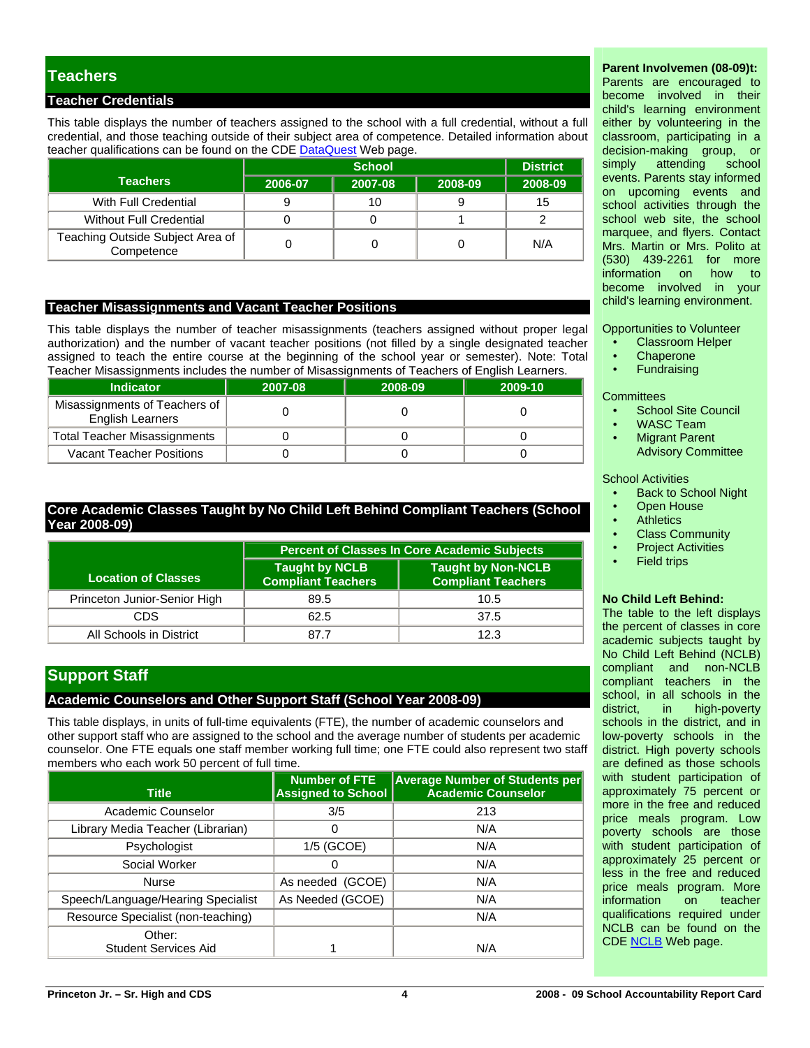## Teachers

### Teacher Credentials

This table displays the number of teachers assigned to the school with a full credential, without a full credential, and those teaching outside of their subject area of competence. Detailed information about teacher qualifications can be found on the CDE DataQuest Web page.

| Teachers | School | | | District |
|---|---|---|---|---|
| | 2006-07 | 2007-08 | 2008-09 | 2008-09 |
| With Full Credential | 9 | 10 | 9 | 15 |
| Without Full Credential | 0 | 0 | 1 | 2 |
| Teaching Outside Subject Area of Competence | 0 | 0 | 0 | N/A |

### Teacher Misassignments and Vacant Teacher Positions

This table displays the number of teacher misassignments (teachers assigned without proper legal authorization) and the number of vacant teacher positions (not filled by a single designated teacher assigned to teach the entire course at the beginning of the school year or semester). Note: Total Teacher Misassignments includes the number of Misassignments of Teachers of English Learners.

| Indicator | 2007-08 | 2008-09 | 2009-10 |
|---|---|---|---|
| Misassignments of Teachers of English Learners | 0 | 0 | 0 |
| Total Teacher Misassignments | 0 | 0 | 0 |
| Vacant Teacher Positions | 0 | 0 | 0 |

### Core Academic Classes Taught by No Child Left Behind Compliant Teachers (School Year 2008-09)

| Location of Classes | Percent of Classes In Core Academic Subjects | |
|---|---|---|
| | Taught by NCLB Compliant Teachers | Taught by Non-NCLB Compliant Teachers |
| Princeton Junior-Senior High | 89.5 | 10.5 |
| CDS | 62.5 | 37.5 |
| All Schools in District | 87.7 | 12.3 |

## Support Staff

### Academic Counselors and Other Support Staff (School Year 2008-09)

This table displays, in units of full-time equivalents (FTE), the number of academic counselors and other support staff who are assigned to the school and the average number of students per academic counselor. One FTE equals one staff member working full time; one FTE could also represent two staff members who each work 50 percent of full time.

| Title | Number of FTE Assigned to School | Average Number of Students per Academic Counselor |
|---|---|---|
| Academic Counselor | 3/5 | 213 |
| Library Media Teacher (Librarian) | 0 | N/A |
| Psychologist | 1/5 (GCOE) | N/A |
| Social Worker | 0 | N/A |
| Nurse | As needed (GCOE) | N/A |
| Speech/Language/Hearing Specialist | As Needed (GCOE) | N/A |
| Resource Specialist (non-teaching) | | N/A |
| Other: Student Services Aid | 1 | N/A |

**Parent Involvemen (08-09)t:**
Parents are encouraged to become involved in their child's learning environment either by volunteering in the classroom, participating in a decision-making group, or simply attending school events. Parents stay informed on upcoming events and school activities through the school web site, the school marquee, and flyers. Contact Mrs. Martin or Mrs. Polito at (530) 439-2261 for more information on how to become involved in your child's learning environment.

Opportunities to Volunteer
- Classroom Helper
- Chaperone
- Fundraising

Committees
- School Site Council
- WASC Team
- Migrant Parent Advisory Committee

School Activities
- Back to School Night
- Open House
- Athletics
- Class Community
- Project Activities
- Field trips

**No Child Left Behind:**
The table to the left displays the percent of classes in core academic subjects taught by No Child Left Behind (NCLB) compliant and non-NCLB compliant teachers in the school, in all schools in the district, in high-poverty schools in the district, and in low-poverty schools in the district. High poverty schools are defined as those schools with student participation of approximately 75 percent or more in the free and reduced price meals program. Low poverty schools are those with student participation of approximately 25 percent or less in the free and reduced price meals program. More information on teacher qualifications required under NCLB can be found on the CDE NCLB Web page.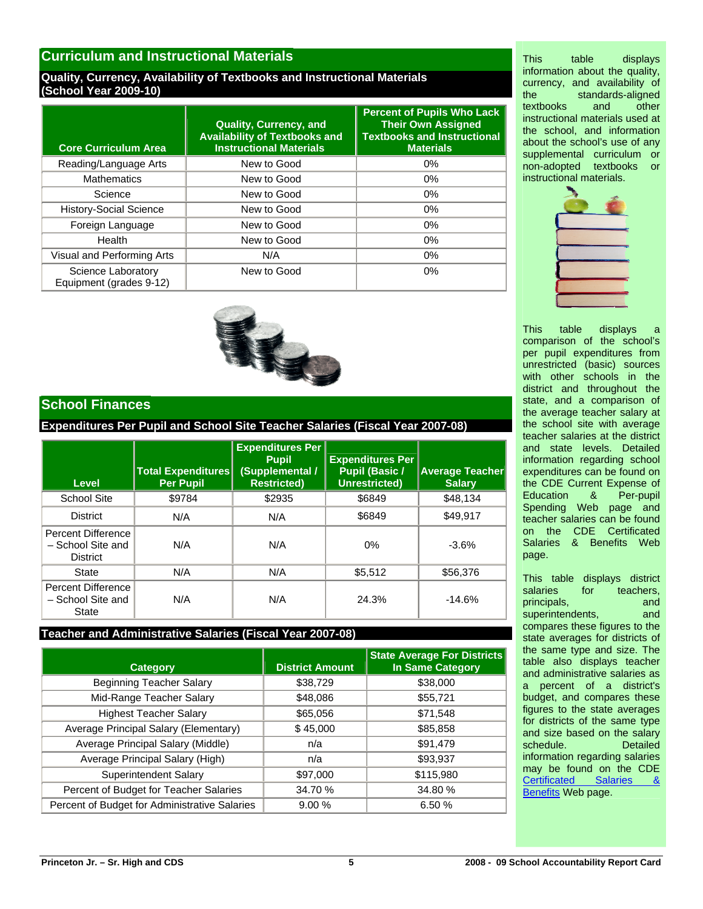## Curriculum and Instructional Materials

### Quality, Currency, Availability of Textbooks and Instructional Materials (School Year 2009-10)

| Core Curriculum Area | Quality, Currency, and Availability of Textbooks and Instructional Materials | Percent of Pupils Who Lack Their Own Assigned Textbooks and Instructional Materials |
|---|---|---|
| Reading/Language Arts | New to Good | 0% |
| Mathematics | New to Good | 0% |
| Science | New to Good | 0% |
| History-Social Science | New to Good | 0% |
| Foreign Language | New to Good | 0% |
| Health | New to Good | 0% |
| Visual and Performing Arts | N/A | 0% |
| Science Laboratory Equipment (grades 9-12) | New to Good | 0% |

This table displays information about the quality, currency, and availability of the standards-aligned textbooks and other instructional materials used at the school, and information about the school's use of any supplemental curriculum or non-adopted textbooks or instructional materials.

## School Finances

### Expenditures Per Pupil and School Site Teacher Salaries (Fiscal Year 2007-08)

| Level | Total Expenditures Per Pupil | Expenditures Per Pupil (Supplemental / Restricted) | Expenditures Per Pupil (Basic / Unrestricted) | Average Teacher Salary |
|---|---|---|---|---|
| School Site | $9784 | $2935 | $6849 | $48,134 |
| District | N/A | N/A | $6849 | $49,917 |
| Percent Difference – School Site and District | N/A | N/A | 0% | -3.6% |
| State | N/A | N/A | $5,512 | $56,376 |
| Percent Difference – School Site and State | N/A | N/A | 24.3% | -14.6% |

This table displays a comparison of the school's per pupil expenditures from unrestricted (basic) sources with other schools in the district and throughout the state, and a comparison of the average teacher salary at the school site with average teacher salaries at the district and state levels. Detailed information regarding school expenditures can be found on the CDE Current Expense of Education & Per-pupil Spending Web page and teacher salaries can be found on the CDE Certificated Salaries & Benefits Web page.

### Teacher and Administrative Salaries (Fiscal Year 2007-08)

| Category | District Amount | State Average For Districts In Same Category |
|---|---|---|
| Beginning Teacher Salary | $38,729 | $38,000 |
| Mid-Range Teacher Salary | $48,086 | $55,721 |
| Highest Teacher Salary | $65,056 | $71,548 |
| Average Principal Salary (Elementary) | $ 45,000 | $85,858 |
| Average Principal Salary (Middle) | n/a | $91,479 |
| Average Principal Salary (High) | n/a | $93,937 |
| Superintendent Salary | $97,000 | $115,980 |
| Percent of Budget for Teacher Salaries | 34.70 % | 34.80 % |
| Percent of Budget for Administrative Salaries | 9.00 % | 6.50 % |

This table displays district salaries for teachers, principals, and superintendents, and compares these figures to the state averages for districts of the same type and size. The table also displays teacher and administrative salaries as a percent of a district's budget, and compares these figures to the state averages for districts of the same type and size based on the salary schedule. Detailed information regarding salaries may be found on the CDE Certificated Salaries & Benefits Web page.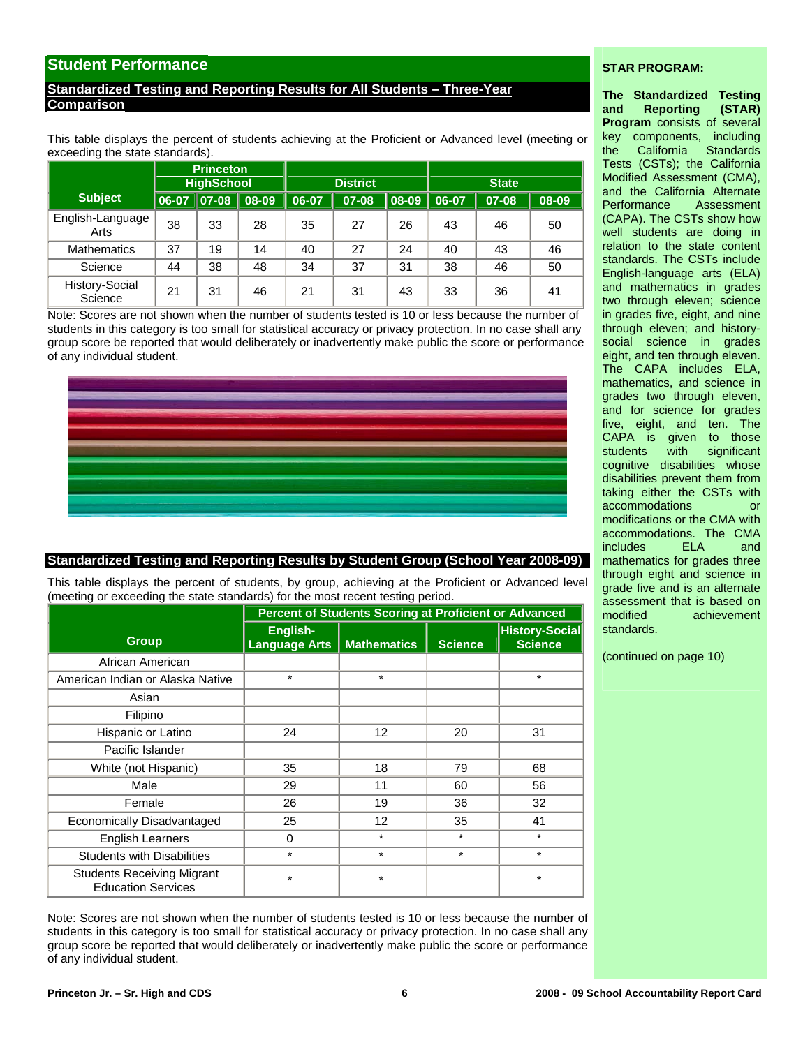## Student Performance

### Standardized Testing and Reporting Results for All Students – Three-Year Comparison

This table displays the percent of students achieving at the Proficient or Advanced level (meeting or exceeding the state standards).

| Subject | Princeton HighSchool | | | District | | | State | | |
|---|---|---|---|---|---|---|---|---|---|
| | 06-07 | 07-08 | 08-09 | 06-07 | 07-08 | 08-09 | 06-07 | 07-08 | 08-09 |
| English-Language Arts | 38 | 33 | 28 | 35 | 27 | 26 | 43 | 46 | 50 |
| Mathematics | 37 | 19 | 14 | 40 | 27 | 24 | 40 | 43 | 46 |
| Science | 44 | 38 | 48 | 34 | 37 | 31 | 38 | 46 | 50 |
| History-Social Science | 21 | 31 | 46 | 21 | 31 | 43 | 33 | 36 | 41 |

Note: Scores are not shown when the number of students tested is 10 or less because the number of students in this category is too small for statistical accuracy or privacy protection. In no case shall any group score be reported that would deliberately or inadvertently make public the score or performance of any individual student.

### Standardized Testing and Reporting Results by Student Group (School Year 2008-09)

This table displays the percent of students, by group, achieving at the Proficient or Advanced level (meeting or exceeding the state standards) for the most recent testing period.

| Group | Percent of Students Scoring at Proficient or Advanced | | | |
|---|---|---|---|---|
| | English-Language Arts | Mathematics | Science | History-Social Science |
| African American | | | | |
| American Indian or Alaska Native | * | * | | * |
| Asian | | | | |
| Filipino | | | | |
| Hispanic or Latino | 24 | 12 | 20 | 31 |
| Pacific Islander | | | | |
| White (not Hispanic) | 35 | 18 | 79 | 68 |
| Male | 29 | 11 | 60 | 56 |
| Female | 26 | 19 | 36 | 32 |
| Economically Disadvantaged | 25 | 12 | 35 | 41 |
| English Learners | 0 | * | * | * |
| Students with Disabilities | * | * | * | * |
| Students Receiving Migrant Education Services | * | * | | * |

Note: Scores are not shown when the number of students tested is 10 or less because the number of students in this category is too small for statistical accuracy or privacy protection. In no case shall any group score be reported that would deliberately or inadvertently make public the score or performance of any individual student.

**STAR PROGRAM:**

**The Standardized Testing and Reporting (STAR) Program** consists of several key components, including the California Standards Tests (CSTs); the California Modified Assessment (CMA), and the California Alternate Performance Assessment (CAPA). The CSTs show how well students are doing in relation to the state content standards. The CSTs include English-language arts (ELA) and mathematics in grades two through eleven; science in grades five, eight, and nine through eleven; and history-social science in grades eight, and ten through eleven. The CAPA includes ELA, mathematics, and science in grades two through eleven, and for science for grades five, eight, and ten. The CAPA is given to those students with significant cognitive disabilities whose disabilities prevent them from taking either the CSTs with accommodations or modifications or the CMA with accommodations. The CMA includes ELA and mathematics for grades three through eight and science in grade five and is an alternate assessment that is based on modified achievement standards.

(continued on page 10)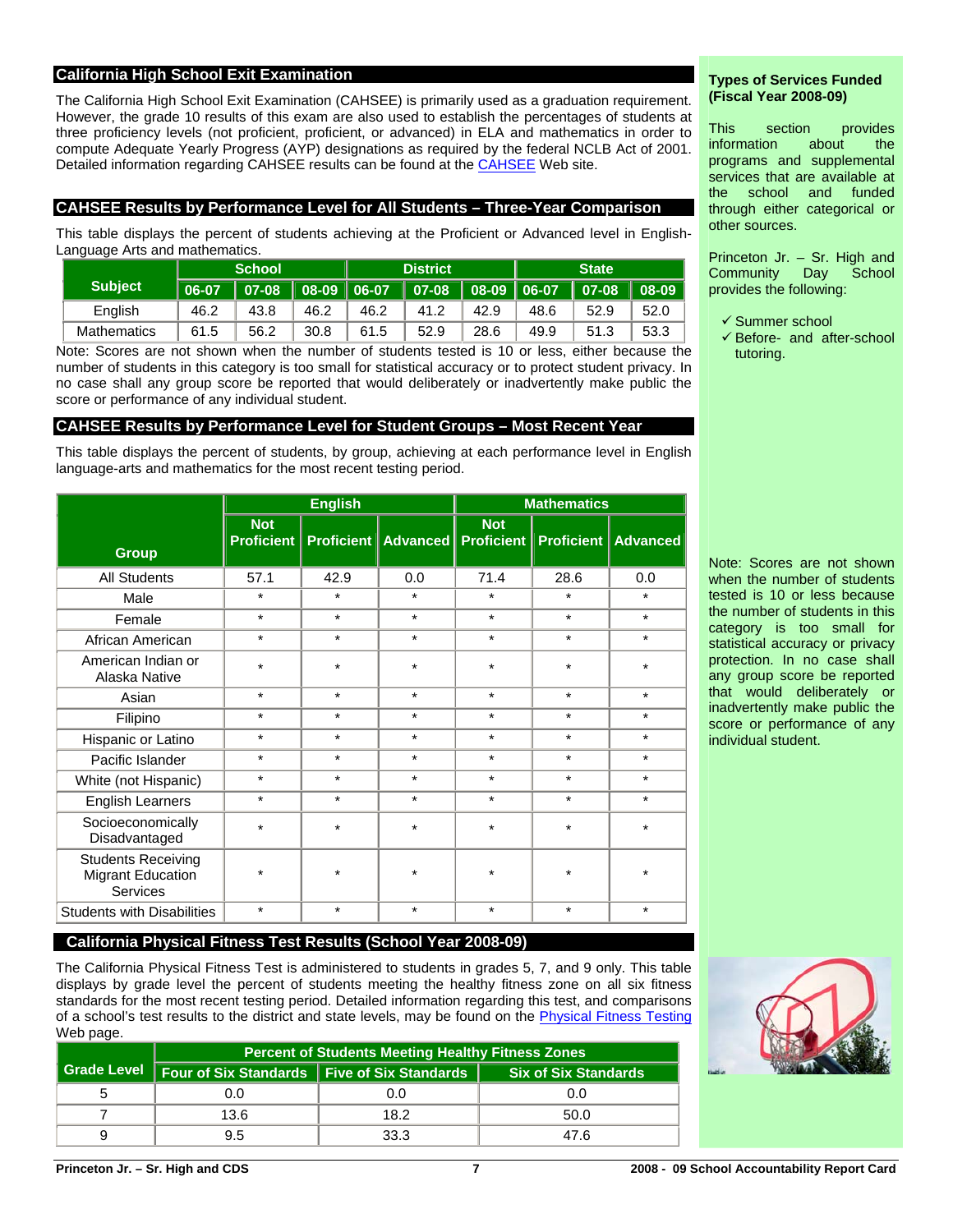## California High School Exit Examination

The California High School Exit Examination (CAHSEE) is primarily used as a graduation requirement. However, the grade 10 results of this exam are also used to establish the percentages of students at three proficiency levels (not proficient, proficient, or advanced) in ELA and mathematics in order to compute Adequate Yearly Progress (AYP) designations as required by the federal NCLB Act of 2001. Detailed information regarding CAHSEE results can be found at the CAHSEE Web site.

## CAHSEE Results by Performance Level for All Students – Three-Year Comparison

This table displays the percent of students achieving at the Proficient or Advanced level in English-Language Arts and mathematics.

| Subject | School | | | District | | | State | | |
|---|---|---|---|---|---|---|---|---|---|
| | 06-07 | 07-08 | 08-09 | 06-07 | 07-08 | 08-09 | 06-07 | 07-08 | 08-09 |
| English | 46.2 | 43.8 | 46.2 | 46.2 | 41.2 | 42.9 | 48.6 | 52.9 | 52.0 |
| Mathematics | 61.5 | 56.2 | 30.8 | 61.5 | 52.9 | 28.6 | 49.9 | 51.3 | 53.3 |

Note: Scores are not shown when the number of students tested is 10 or less, either because the number of students in this category is too small for statistical accuracy or to protect student privacy. In no case shall any group score be reported that would deliberately or inadvertently make public the score or performance of any individual student.

## CAHSEE Results by Performance Level for Student Groups – Most Recent Year

This table displays the percent of students, by group, achieving at each performance level in English language-arts and mathematics for the most recent testing period.

| Group | English | | | Mathematics | | |
|---|---|---|---|---|---|---|
| | Not Proficient | Proficient | Advanced | Not Proficient | Proficient | Advanced |
| All Students | 57.1 | 42.9 | 0.0 | 71.4 | 28.6 | 0.0 |
| Male | * | * | * | * | * | * |
| Female | * | * | * | * | * | * |
| African American | * | * | * | * | * | * |
| American Indian or Alaska Native | * | * | * | * | * | * |
| Asian | * | * | * | * | * | * |
| Filipino | * | * | * | * | * | * |
| Hispanic or Latino | * | * | * | * | * | * |
| Pacific Islander | * | * | * | * | * | * |
| White (not Hispanic) | * | * | * | * | * | * |
| English Learners | * | * | * | * | * | * |
| Socioeconomically Disadvantaged | * | * | * | * | * | * |
| Students Receiving Migrant Education Services | * | * | * | * | * | * |
| Students with Disabilities | * | * | * | * | * | * |

Note: Scores are not shown when the number of students tested is 10 or less because the number of students in this category is too small for statistical accuracy or privacy protection. In no case shall any group score be reported that would deliberately or inadvertently make public the score or performance of any individual student.

## California Physical Fitness Test Results (School Year 2008-09)

The California Physical Fitness Test is administered to students in grades 5, 7, and 9 only. This table displays by grade level the percent of students meeting the healthy fitness zone on all six fitness standards for the most recent testing period. Detailed information regarding this test, and comparisons of a school's test results to the district and state levels, may be found on the Physical Fitness Testing Web page.

| Grade Level | Percent of Students Meeting Healthy Fitness Zones | | |
|---|---|---|---|
| | Four of Six Standards | Five of Six Standards | Six of Six Standards |
| 5 | 0.0 | 0.0 | 0.0 |
| 7 | 13.6 | 18.2 | 50.0 |
| 9 | 9.5 | 33.3 | 47.6 |

### Types of Services Funded (Fiscal Year 2008-09)

This section provides information about the programs and supplemental services that are available at the school and funded through either categorical or other sources.

Princeton Jr. – Sr. High and Community Day School provides the following:

- ✓ Summer school
- ✓ Before- and after-school tutoring.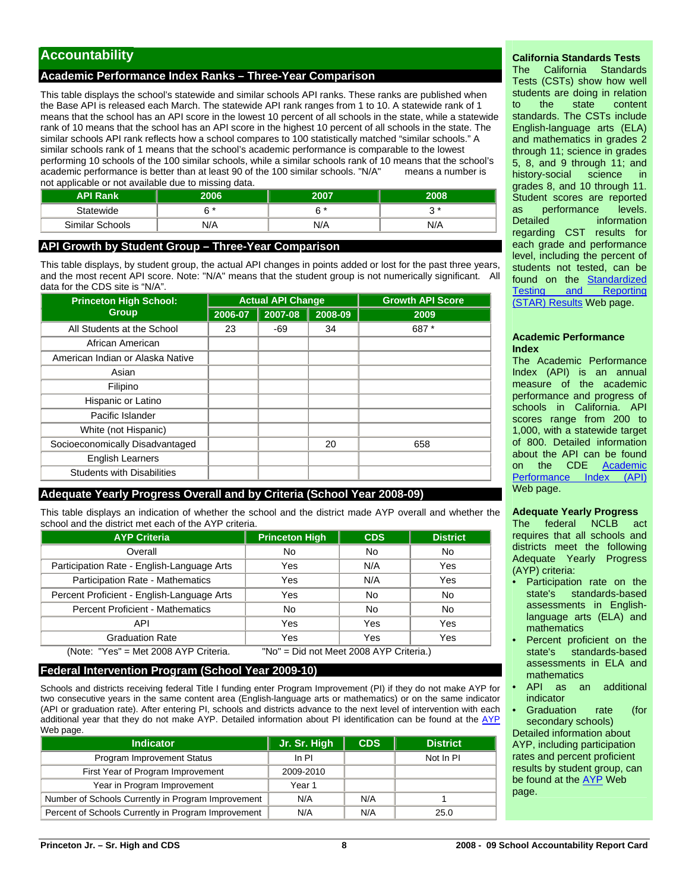## Accountability

### Academic Performance Index Ranks – Three-Year Comparison

This table displays the school's statewide and similar schools API ranks. These ranks are published when the Base API is released each March. The statewide API rank ranges from 1 to 10. A statewide rank of 1 means that the school has an API score in the lowest 10 percent of all schools in the state, while a statewide rank of 10 means that the school has an API score in the highest 10 percent of all schools in the state. The similar schools API rank reflects how a school compares to 100 statistically matched "similar schools." A similar schools rank of 1 means that the school's academic performance is comparable to the lowest performing 10 schools of the 100 similar schools, while a similar schools rank of 10 means that the school's academic performance is better than at least 90 of the 100 similar schools. "N/A" means a number is not applicable or not available due to missing data.

| API Rank | 2006 | 2007 | 2008 |
|---|---|---|---|
| Statewide | 6 * | 6 * | 3 * |
| Similar Schools | N/A | N/A | N/A |

### API Growth by Student Group – Three-Year Comparison

This table displays, by student group, the actual API changes in points added or lost for the past three years, and the most recent API score. Note: "N/A" means that the student group is not numerically significant. All data for the CDS site is "N/A".

| Princeton High School: Group | Actual API Change | | | Growth API Score |
|---|---|---|---|---|
| | 2006-07 | 2007-08 | 2008-09 | 2009 |
| All Students at the School | 23 | -69 | 34 | 687 * |
| African American | | | | |
| American Indian or Alaska Native | | | | |
| Asian | | | | |
| Filipino | | | | |
| Hispanic or Latino | | | | |
| Pacific Islander | | | | |
| White (not Hispanic) | | | | |
| Socioeconomically Disadvantaged | | | 20 | 658 |
| English Learners | | | | |
| Students with Disabilities | | | | |

### Adequate Yearly Progress Overall and by Criteria (School Year 2008-09)

This table displays an indication of whether the school and the district made AYP overall and whether the school and the district met each of the AYP criteria.

| AYP Criteria | Princeton High | CDS | District |
|---|---|---|---|
| Overall | No | No | No |
| Participation Rate - English-Language Arts | Yes | N/A | Yes |
| Participation Rate - Mathematics | Yes | N/A | Yes |
| Percent Proficient - English-Language Arts | Yes | No | No |
| Percent Proficient - Mathematics | No | No | No |
| API | Yes | Yes | Yes |
| Graduation Rate | Yes | Yes | Yes |

(Note: "Yes" = Met 2008 AYP Criteria. "No" = Did not Meet 2008 AYP Criteria.)

### Federal Intervention Program (School Year 2009-10)

Schools and districts receiving federal Title I funding enter Program Improvement (PI) if they do not make AYP for two consecutive years in the same content area (English-language arts or mathematics) or on the same indicator (API or graduation rate). After entering PI, schools and districts advance to the next level of intervention with each additional year that they do not make AYP. Detailed information about PI identification can be found at the AYP Web page.

| Indicator | Jr. Sr. High | CDS | District |
|---|---|---|---|
| Program Improvement Status | In PI | | Not In PI |
| First Year of Program Improvement | 2009-2010 | | |
| Year in Program Improvement | Year 1 | | |
| Number of Schools Currently in Program Improvement | N/A | N/A | 1 |
| Percent of Schools Currently in Program Improvement | N/A | N/A | 25.0 |

**California Standards Tests**
The California Standards Tests (CSTs) show how well students are doing in relation to the state content standards. The CSTs include English-language arts (ELA) and mathematics in grades 2 through 11; science in grades 5, 8, and 9 through 11; and history-social science in grades 8, and 10 through 11. Student scores are reported as performance levels. Detailed information regarding CST results for each grade and performance level, including the percent of students not tested, can be found on the Standardized Testing and Reporting (STAR) Results Web page.

**Academic Performance Index**
The Academic Performance Index (API) is an annual measure of the academic performance and progress of schools in California. API scores range from 200 to 1,000, with a statewide target of 800. Detailed information about the API can be found on the CDE Academic Performance Index (API) Web page.

**Adequate Yearly Progress**
The federal NCLB act requires that all schools and districts meet the following Adequate Yearly Progress (AYP) criteria:

- Participation rate on the state's standards-based assessments in English-language arts (ELA) and mathematics
- Percent proficient on the state's standards-based assessments in ELA and mathematics
- API as an additional indicator
- Graduation rate (for secondary schools)

Detailed information about AYP, including participation rates and percent proficient results by student group, can be found at the AYP Web page.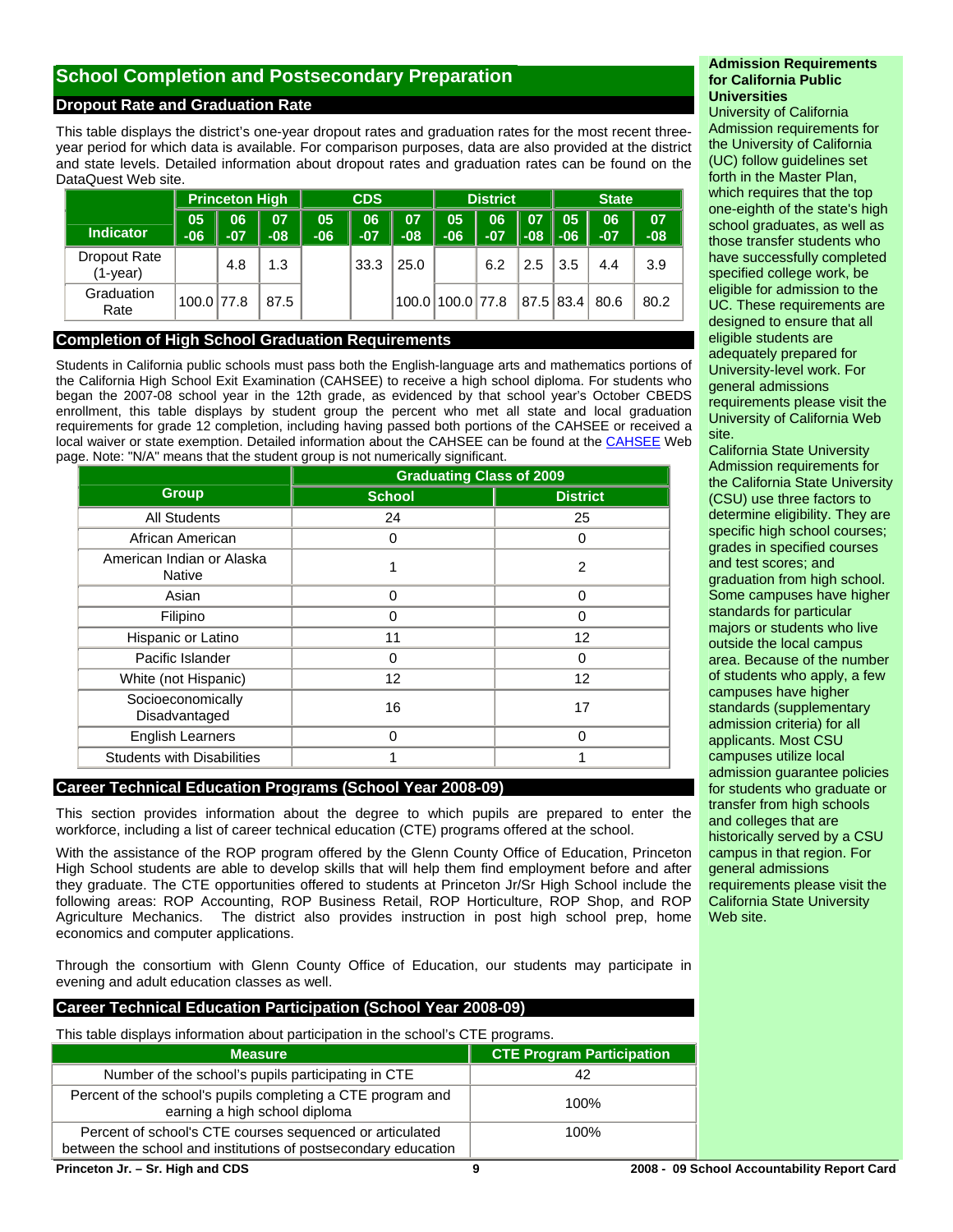## School Completion and Postsecondary Preparation

### Dropout Rate and Graduation Rate

This table displays the district's one-year dropout rates and graduation rates for the most recent three-year period for which data is available. For comparison purposes, data are also provided at the district and state levels. Detailed information about dropout rates and graduation rates can be found on the DataQuest Web site.

| Indicator | Princeton High | | | CDS | | | District | | | State | | |
|---|---|---|---|---|---|---|---|---|---|---|---|---|
| | 05-06 | 06-07 | 07-08 | 05-06 | 06-07 | 07-08 | 05-06 | 06-07 | 07-08 | 05-06 | 06-07 | 07-08 |
| Dropout Rate (1-year) | | 4.8 | 1.3 | | 33.3 | 25.0 | | 6.2 | 2.5 | 3.5 | 4.4 | 3.9 |
| Graduation Rate | 100.0 | 77.8 | 87.5 | | | 100.0 | 100.0 | 77.8 | 87.5 | 83.4 | 80.6 | 80.2 |

### Completion of High School Graduation Requirements

Students in California public schools must pass both the English-language arts and mathematics portions of the California High School Exit Examination (CAHSEE) to receive a high school diploma. For students who began the 2007-08 school year in the 12th grade, as evidenced by that school year's October CBEDS enrollment, this table displays by student group the percent who met all state and local graduation requirements for grade 12 completion, including having passed both portions of the CAHSEE or received a local waiver or state exemption. Detailed information about the CAHSEE can be found at the CAHSEE Web page. Note: "N/A" means that the student group is not numerically significant.

| Group | Graduating Class of 2009 | |
|---|---|---|
| | School | District |
| All Students | 24 | 25 |
| African American | 0 | 0 |
| American Indian or Alaska Native | 1 | 2 |
| Asian | 0 | 0 |
| Filipino | 0 | 0 |
| Hispanic or Latino | 11 | 12 |
| Pacific Islander | 0 | 0 |
| White (not Hispanic) | 12 | 12 |
| Socioeconomically Disadvantaged | 16 | 17 |
| English Learners | 0 | 0 |
| Students with Disabilities | 1 | 1 |

### Career Technical Education Programs (School Year 2008-09)

This section provides information about the degree to which pupils are prepared to enter the workforce, including a list of career technical education (CTE) programs offered at the school.

With the assistance of the ROP program offered by the Glenn County Office of Education, Princeton High School students are able to develop skills that will help them find employment before and after they graduate. The CTE opportunities offered to students at Princeton Jr/Sr High School include the following areas: ROP Accounting, ROP Business Retail, ROP Horticulture, ROP Shop, and ROP Agriculture Mechanics. The district also provides instruction in post high school prep, home economics and computer applications.

Through the consortium with Glenn County Office of Education, our students may participate in evening and adult education classes as well.

### Career Technical Education Participation (School Year 2008-09)

This table displays information about participation in the school's CTE programs.

| Measure | CTE Program Participation |
|---|---|
| Number of the school's pupils participating in CTE | 42 |
| Percent of the school's pupils completing a CTE program and earning a high school diploma | 100% |
| Percent of school's CTE courses sequenced or articulated between the school and institutions of postsecondary education | 100% |

**Admission Requirements for California Public Universities**

University of California
Admission requirements for the University of California (UC) follow guidelines set forth in the Master Plan, which requires that the top one-eighth of the state's high school graduates, as well as those transfer students who have successfully completed specified college work, be eligible for admission to the UC. These requirements are designed to ensure that all eligible students are adequately prepared for University-level work. For general admissions requirements please visit the University of California Web site.

California State University
Admission requirements for the California State University (CSU) use three factors to determine eligibility. They are specific high school courses; grades in specified courses and test scores; and graduation from high school. Some campuses have higher standards for particular majors or students who live outside the local campus area. Because of the number of students who apply, a few campuses have higher standards (supplementary admission criteria) for all applicants. Most CSU campuses utilize local admission guarantee policies for students who graduate or transfer from high schools and colleges that are historically served by a CSU campus in that region. For general admissions requirements please visit the California State University Web site.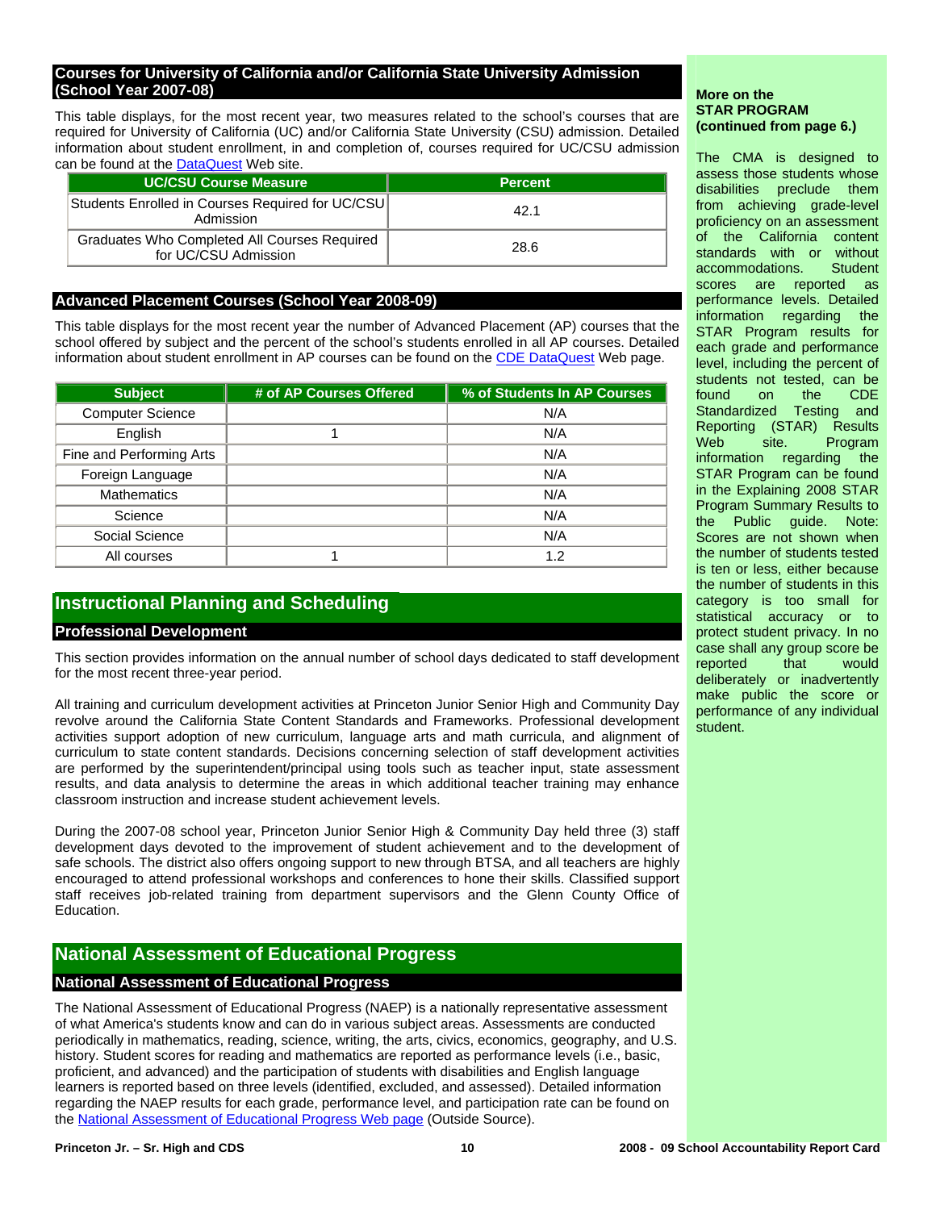## Courses for University of California and/or California State University Admission (School Year 2007-08)

This table displays, for the most recent year, two measures related to the school's courses that are required for University of California (UC) and/or California State University (CSU) admission. Detailed information about student enrollment, in and completion of, courses required for UC/CSU admission can be found at the DataQuest Web site.

| UC/CSU Course Measure | Percent |
|---|---|
| Students Enrolled in Courses Required for UC/CSU Admission | 42.1 |
| Graduates Who Completed All Courses Required for UC/CSU Admission | 28.6 |

## Advanced Placement Courses (School Year 2008-09)

This table displays for the most recent year the number of Advanced Placement (AP) courses that the school offered by subject and the percent of the school's students enrolled in all AP courses. Detailed information about student enrollment in AP courses can be found on the CDE DataQuest Web page.

| Subject | # of AP Courses Offered | % of Students In AP Courses |
|---|---|---|
| Computer Science | | N/A |
| English | 1 | N/A |
| Fine and Performing Arts | | N/A |
| Foreign Language | | N/A |
| Mathematics | | N/A |
| Science | | N/A |
| Social Science | | N/A |
| All courses | 1 | 1.2 |

# Instructional Planning and Scheduling

## Professional Development

This section provides information on the annual number of school days dedicated to staff development for the most recent three-year period.

All training and curriculum development activities at Princeton Junior Senior High and Community Day revolve around the California State Content Standards and Frameworks. Professional development activities support adoption of new curriculum, language arts and math curricula, and alignment of curriculum to state content standards. Decisions concerning selection of staff development activities are performed by the superintendent/principal using tools such as teacher input, state assessment results, and data analysis to determine the areas in which additional teacher training may enhance classroom instruction and increase student achievement levels.

During the 2007-08 school year, Princeton Junior Senior High & Community Day held three (3) staff development days devoted to the improvement of student achievement and to the development of safe schools. The district also offers ongoing support to new through BTSA, and all teachers are highly encouraged to attend professional workshops and conferences to hone their skills. Classified support staff receives job-related training from department supervisors and the Glenn County Office of Education.

# National Assessment of Educational Progress

## National Assessment of Educational Progress

The National Assessment of Educational Progress (NAEP) is a nationally representative assessment of what America's students know and can do in various subject areas. Assessments are conducted periodically in mathematics, reading, science, writing, the arts, civics, economics, geography, and U.S. history. Student scores for reading and mathematics are reported as performance levels (i.e., basic, proficient, and advanced) and the participation of students with disabilities and English language learners is reported based on three levels (identified, excluded, and assessed). Detailed information regarding the NAEP results for each grade, performance level, and participation rate can be found on the National Assessment of Educational Progress Web page (Outside Source).

**More on the STAR PROGRAM (continued from page 6.)**

The CMA is designed to assess those students whose disabilities preclude them from achieving grade-level proficiency on an assessment of the California content standards with or without accommodations. Student scores are reported as performance levels. Detailed information regarding the STAR Program results for each grade and performance level, including the percent of students not tested, can be found on the CDE Standardized Testing and Reporting (STAR) Results Web site. Program information regarding the STAR Program can be found in the Explaining 2008 STAR Program Summary Results to the Public guide. Note: Scores are not shown when the number of students tested is ten or less, either because the number of students in this category is too small for statistical accuracy or to protect student privacy. In no case shall any group score be reported that would deliberately or inadvertently make public the score or performance of any individual student.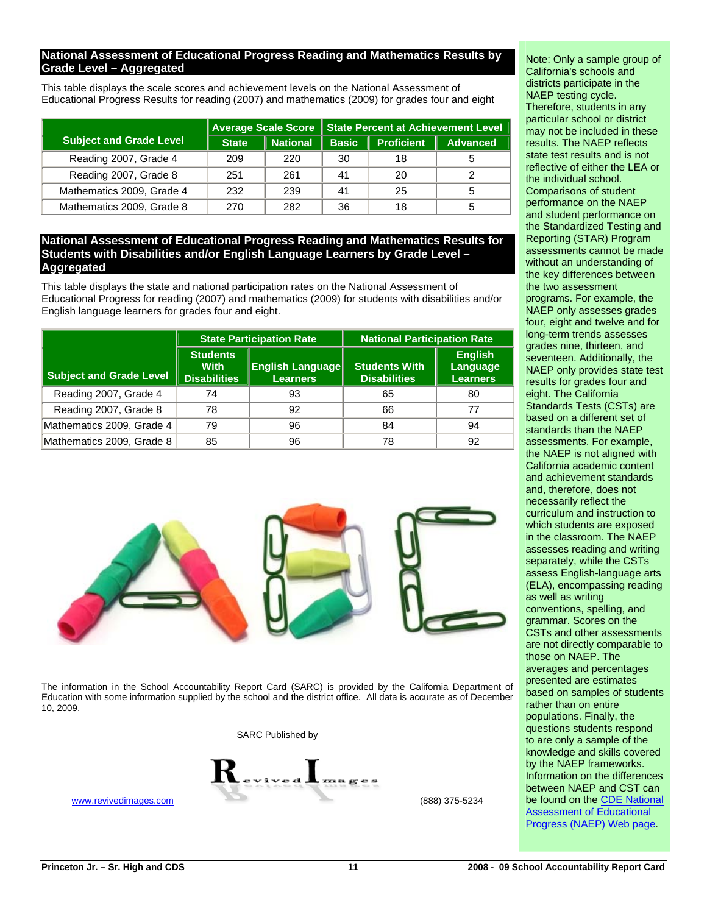## National Assessment of Educational Progress Reading and Mathematics Results by Grade Level – Aggregated

This table displays the scale scores and achievement levels on the National Assessment of Educational Progress Results for reading (2007) and mathematics (2009) for grades four and eight

| Subject and Grade Level | Average Scale Score | | State Percent at Achievement Level | | |
|---|---|---|---|---|---|
| | State | National | Basic | Proficient | Advanced |
| Reading 2007, Grade 4 | 209 | 220 | 30 | 18 | 5 |
| Reading 2007, Grade 8 | 251 | 261 | 41 | 20 | 2 |
| Mathematics 2009, Grade 4 | 232 | 239 | 41 | 25 | 5 |
| Mathematics 2009, Grade 8 | 270 | 282 | 36 | 18 | 5 |

## National Assessment of Educational Progress Reading and Mathematics Results for Students with Disabilities and/or English Language Learners by Grade Level – Aggregated

This table displays the state and national participation rates on the National Assessment of Educational Progress for reading (2007) and mathematics (2009) for students with disabilities and/or English language learners for grades four and eight.

| Subject and Grade Level | State Participation Rate | | National Participation Rate | |
|---|---|---|---|---|
| | Students With Disabilities | English Language Learners | Students With Disabilities | English Language Learners |
| Reading 2007, Grade 4 | 74 | 93 | 65 | 80 |
| Reading 2007, Grade 8 | 78 | 92 | 66 | 77 |
| Mathematics 2009, Grade 4 | 79 | 96 | 84 | 94 |
| Mathematics 2009, Grade 8 | 85 | 96 | 78 | 92 |

Note: Only a sample group of California's schools and districts participate in the NAEP testing cycle. Therefore, students in any particular school or district may not be included in these results. The NAEP reflects state test results and is not reflective of either the LEA or the individual school. Comparisons of student performance on the NAEP and student performance on the Standardized Testing and Reporting (STAR) Program assessments cannot be made without an understanding of the key differences between the two assessment programs. For example, the NAEP only assesses grades four, eight and twelve and for long-term trends assesses grades nine, thirteen, and seventeen. Additionally, the NAEP only provides state test results for grades four and eight. The California Standards Tests (CSTs) are based on a different set of standards than the NAEP assessments. For example, the NAEP is not aligned with California academic content and achievement standards and, therefore, does not necessarily reflect the curriculum and instruction to which students are exposed in the classroom. The NAEP assesses reading and writing separately, while the CSTs assess English-language arts (ELA), encompassing reading as well as writing conventions, spelling, and grammar. Scores on the CSTs and other assessments are not directly comparable to those on NAEP. The averages and percentages presented are estimates based on samples of students rather than on entire populations. Finally, the questions students respond to are only a sample of the knowledge and skills covered by the NAEP frameworks. Information on the differences between NAEP and CST can be found on the [CDE National Assessment of Educational Progress (NAEP) Web page](#).

The information in the School Accountability Report Card (SARC) is provided by the California Department of Education with some information supplied by the school and the district office. All data is accurate as of December 10, 2009.

SARC Published by

Revived Images

www.revivedimages.com

(888) 375-5234